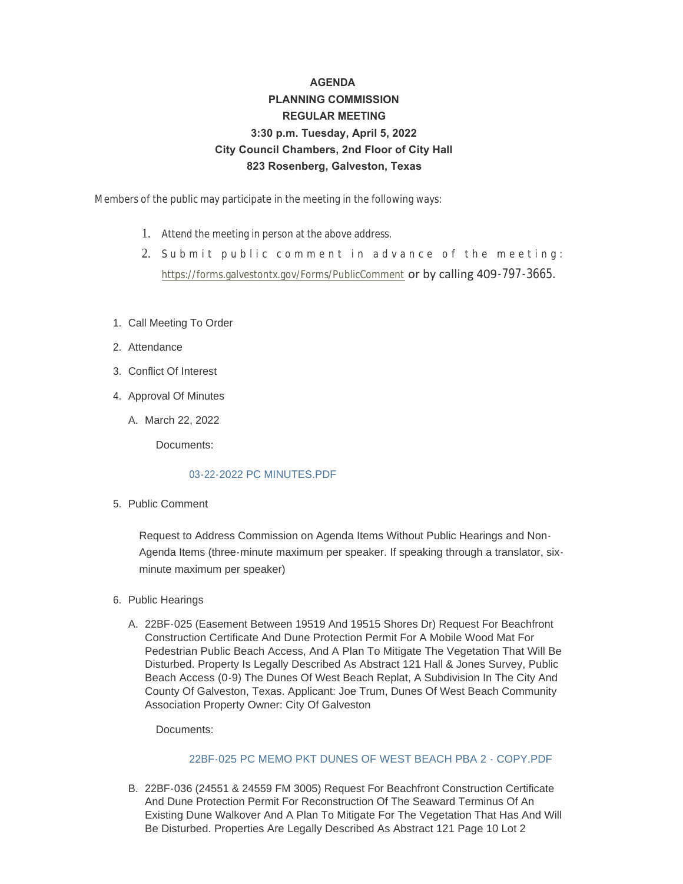**AGENDA**
**PLANNING COMMISSION**
**REGULAR MEETING**
**3:30 p.m. Tuesday, April 5, 2022**
**City Council Chambers, 2nd Floor of City Hall**
**823 Rosenberg, Galveston, Texas**

Members of the public may participate in the meeting in the following ways:

1. Attend the meeting in person at the above address.
2. Submit public comment in advance of the meeting: https://forms.galvestontx.gov/Forms/PublicComment or by calling 409-797-3665.

1. Call Meeting To Order
2. Attendance
3. Conflict Of Interest
4. Approval Of Minutes
   A. March 22, 2022

      Documents:

      03-22-2022 PC MINUTES.PDF

5. Public Comment

   Request to Address Commission on Agenda Items Without Public Hearings and Non-Agenda Items (three-minute maximum per speaker. If speaking through a translator, six-minute maximum per speaker)

6. Public Hearings
   A. 22BF-025 (Easement Between 19519 And 19515 Shores Dr) Request For Beachfront Construction Certificate And Dune Protection Permit For A Mobile Wood Mat For Pedestrian Public Beach Access, And A Plan To Mitigate The Vegetation That Will Be Disturbed. Property Is Legally Described As Abstract 121 Hall & Jones Survey, Public Beach Access (0-9) The Dunes Of West Beach Replat, A Subdivision In The City And County Of Galveston, Texas. Applicant: Joe Trum, Dunes Of West Beach Community Association Property Owner: City Of Galveston

      Documents:

      22BF-025 PC MEMO PKT DUNES OF WEST BEACH PBA 2 - COPY.PDF

   B. 22BF-036 (24551 & 24559 FM 3005) Request For Beachfront Construction Certificate And Dune Protection Permit For Reconstruction Of The Seaward Terminus Of An Existing Dune Walkover And A Plan To Mitigate For The Vegetation That Has And Will Be Disturbed. Properties Are Legally Described As Abstract 121 Page 10 Lot 2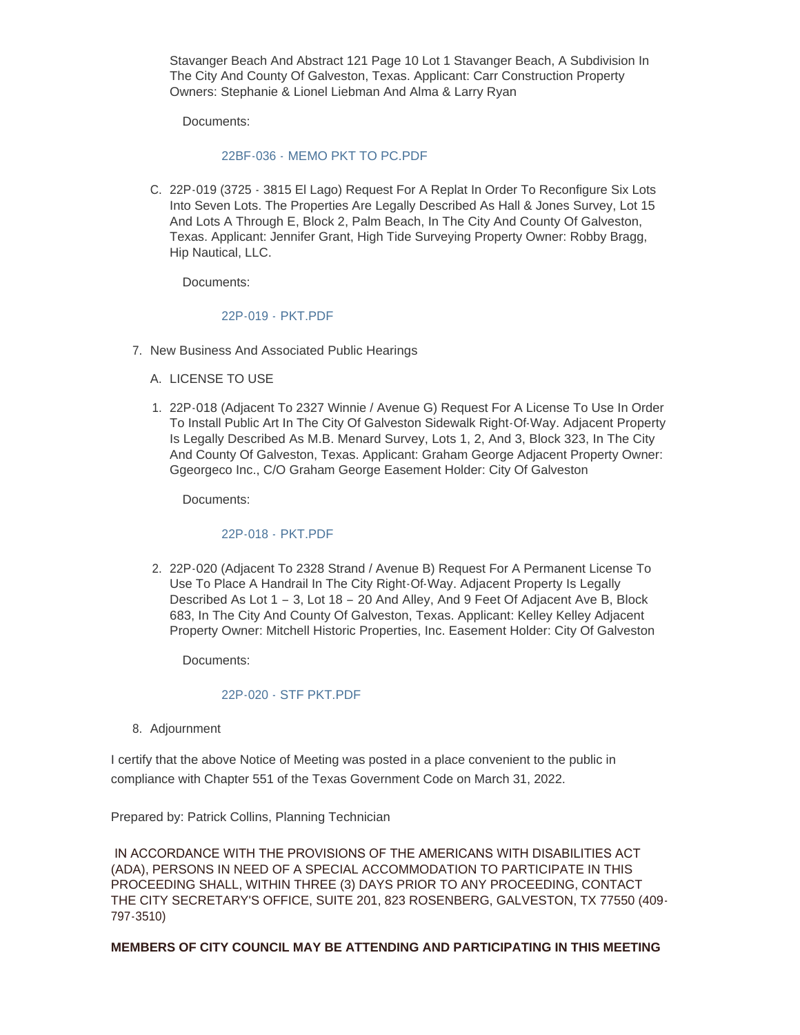Stavanger Beach And Abstract 121 Page 10 Lot 1 Stavanger Beach, A Subdivision In The City And County Of Galveston, Texas. Applicant: Carr Construction Property Owners: Stephanie & Lionel Liebman And Alma & Larry Ryan

Documents:

22BF-036 - MEMO PKT TO PC.PDF

C. 22P-019 (3725 - 3815 El Lago) Request For A Replat In Order To Reconfigure Six Lots Into Seven Lots. The Properties Are Legally Described As Hall & Jones Survey, Lot 15 And Lots A Through E, Block 2, Palm Beach, In The City And County Of Galveston, Texas. Applicant: Jennifer Grant, High Tide Surveying Property Owner: Robby Bragg, Hip Nautical, LLC.

Documents:

22P-019 - PKT.PDF

7. New Business And Associated Public Hearings

A. LICENSE TO USE

1. 22P-018 (Adjacent To 2327 Winnie / Avenue G) Request For A License To Use In Order To Install Public Art In The City Of Galveston Sidewalk Right-Of-Way. Adjacent Property Is Legally Described As M.B. Menard Survey, Lots 1, 2, And 3, Block 323, In The City And County Of Galveston, Texas. Applicant: Graham George Adjacent Property Owner: Ggeorgeco Inc., C/O Graham George Easement Holder: City Of Galveston

Documents:

22P-018 - PKT.PDF

2. 22P-020 (Adjacent To 2328 Strand / Avenue B) Request For A Permanent License To Use To Place A Handrail In The City Right-Of-Way. Adjacent Property Is Legally Described As Lot 1 – 3, Lot 18 – 20 And Alley, And 9 Feet Of Adjacent Ave B, Block 683, In The City And County Of Galveston, Texas. Applicant: Kelley Kelley Adjacent Property Owner: Mitchell Historic Properties, Inc. Easement Holder: City Of Galveston

Documents:

22P-020 - STF PKT.PDF

8. Adjournment

I certify that the above Notice of Meeting was posted in a place convenient to the public in compliance with Chapter 551 of the Texas Government Code on March 31, 2022.

Prepared by: Patrick Collins, Planning Technician

IN ACCORDANCE WITH THE PROVISIONS OF THE AMERICANS WITH DISABILITIES ACT (ADA), PERSONS IN NEED OF A SPECIAL ACCOMMODATION TO PARTICIPATE IN THIS PROCEEDING SHALL, WITHIN THREE (3) DAYS PRIOR TO ANY PROCEEDING, CONTACT THE CITY SECRETARY'S OFFICE, SUITE 201, 823 ROSENBERG, GALVESTON, TX 77550 (409-797-3510)

**MEMBERS OF CITY COUNCIL MAY BE ATTENDING AND PARTICIPATING IN THIS MEETING**